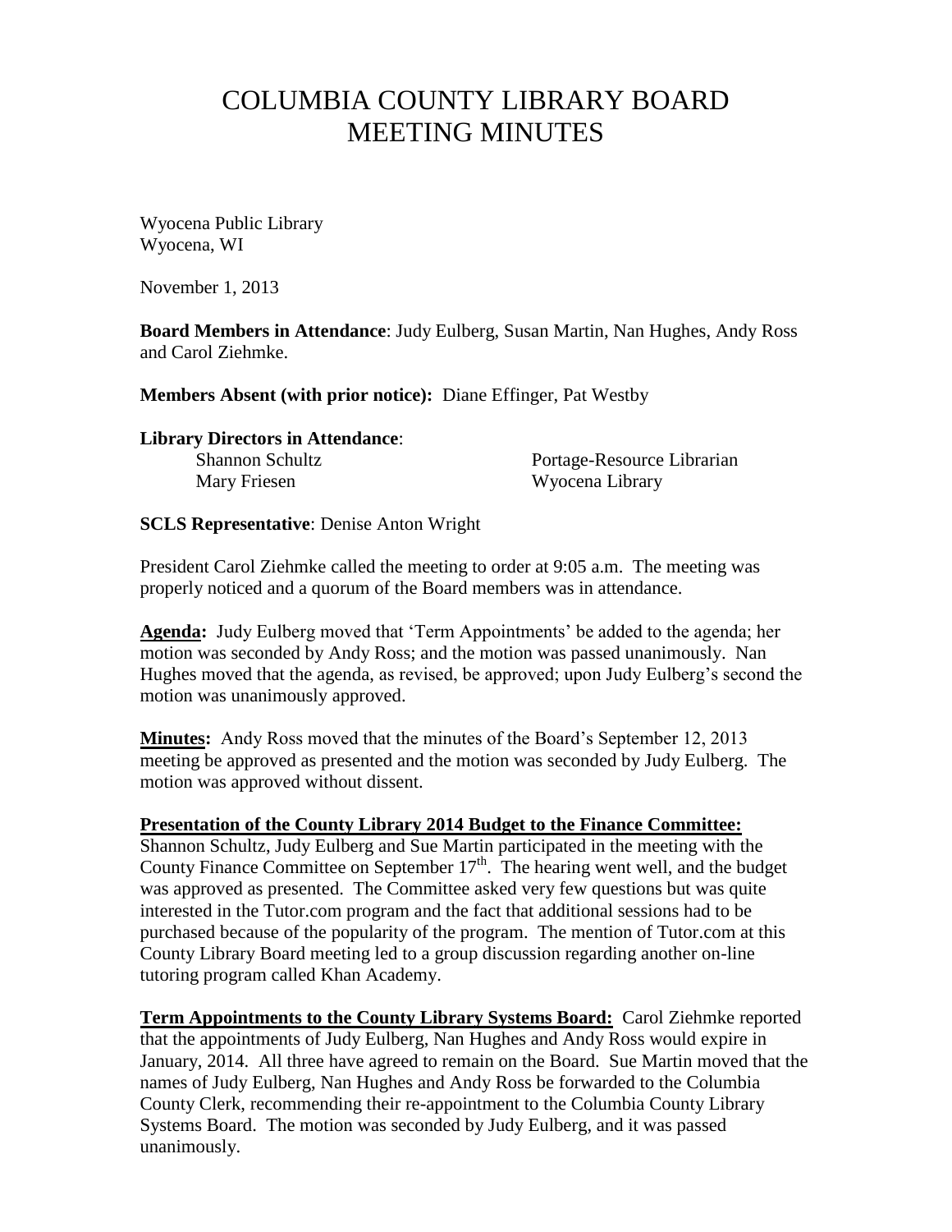# COLUMBIA COUNTY LIBRARY BOARD MEETING MINUTES

Wyocena Public Library
Wyocena, WI

November 1, 2013

**Board Members in Attendance**: Judy Eulberg, Susan Martin, Nan Hughes, Andy Ross and Carol Ziehmke.

**Members Absent (with prior notice):** Diane Effinger, Pat Westby

**Library Directors in Attendance**:

| | |
|---|---|
| Shannon Schultz | Portage-Resource Librarian |
| Mary Friesen | Wyocena Library |

**SCLS Representative**: Denise Anton Wright

President Carol Ziehmke called the meeting to order at 9:05 a.m. The meeting was properly noticed and a quorum of the Board members was in attendance.

**Agenda:** Judy Eulberg moved that 'Term Appointments' be added to the agenda; her motion was seconded by Andy Ross; and the motion was passed unanimously. Nan Hughes moved that the agenda, as revised, be approved; upon Judy Eulberg's second the motion was unanimously approved.

**Minutes:** Andy Ross moved that the minutes of the Board's September 12, 2013 meeting be approved as presented and the motion was seconded by Judy Eulberg. The motion was approved without dissent.

**Presentation of the County Library 2014 Budget to the Finance Committee:**
Shannon Schultz, Judy Eulberg and Sue Martin participated in the meeting with the County Finance Committee on September 17th. The hearing went well, and the budget was approved as presented. The Committee asked very few questions but was quite interested in the Tutor.com program and the fact that additional sessions had to be purchased because of the popularity of the program. The mention of Tutor.com at this County Library Board meeting led to a group discussion regarding another on-line tutoring program called Khan Academy.

**Term Appointments to the County Library Systems Board:** Carol Ziehmke reported that the appointments of Judy Eulberg, Nan Hughes and Andy Ross would expire in January, 2014. All three have agreed to remain on the Board. Sue Martin moved that the names of Judy Eulberg, Nan Hughes and Andy Ross be forwarded to the Columbia County Clerk, recommending their re-appointment to the Columbia County Library Systems Board. The motion was seconded by Judy Eulberg, and it was passed unanimously.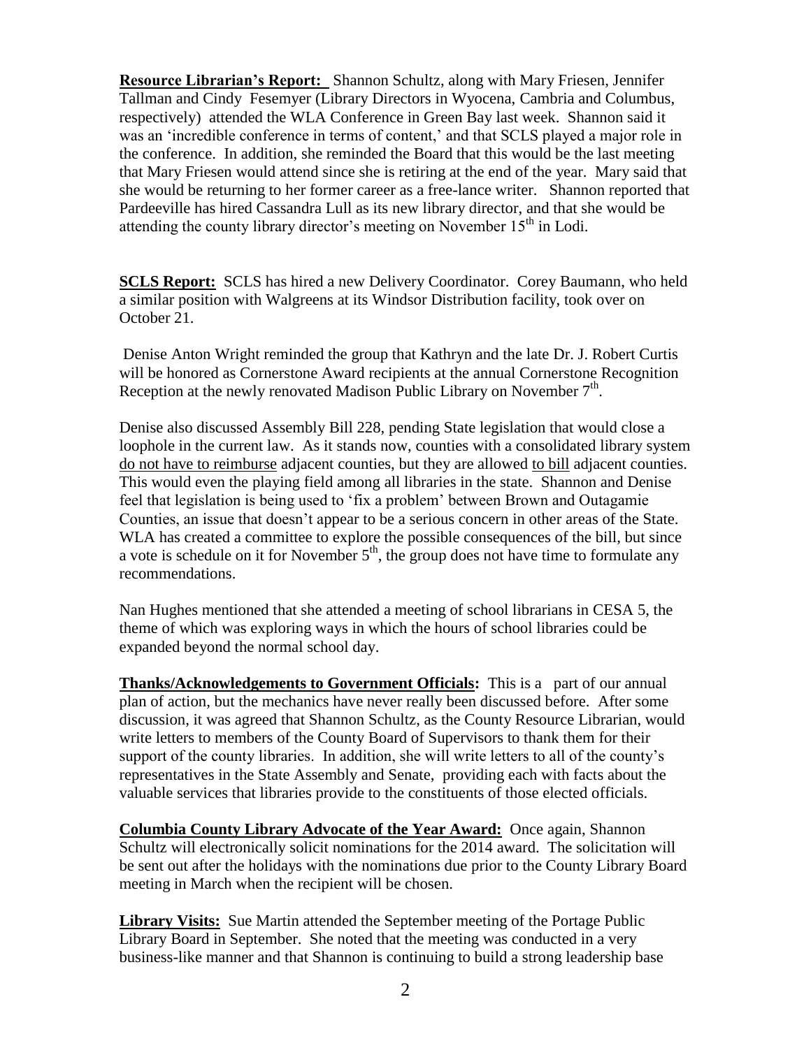**Resource Librarian's Report:** Shannon Schultz, along with Mary Friesen, Jennifer Tallman and Cindy Fesemyer (Library Directors in Wyocena, Cambria and Columbus, respectively) attended the WLA Conference in Green Bay last week. Shannon said it was an 'incredible conference in terms of content,' and that SCLS played a major role in the conference. In addition, she reminded the Board that this would be the last meeting that Mary Friesen would attend since she is retiring at the end of the year. Mary said that she would be returning to her former career as a free-lance writer. Shannon reported that Pardeeville has hired Cassandra Lull as its new library director, and that she would be attending the county library director's meeting on November 15th in Lodi.

**SCLS Report:** SCLS has hired a new Delivery Coordinator. Corey Baumann, who held a similar position with Walgreens at its Windsor Distribution facility, took over on October 21.

Denise Anton Wright reminded the group that Kathryn and the late Dr. J. Robert Curtis will be honored as Cornerstone Award recipients at the annual Cornerstone Recognition Reception at the newly renovated Madison Public Library on November 7th.

Denise also discussed Assembly Bill 228, pending State legislation that would close a loophole in the current law. As it stands now, counties with a consolidated library system <u>do not have to reimburse</u> adjacent counties, but they are allowed <u>to bill</u> adjacent counties. This would even the playing field among all libraries in the state. Shannon and Denise feel that legislation is being used to 'fix a problem' between Brown and Outagamie Counties, an issue that doesn't appear to be a serious concern in other areas of the State. WLA has created a committee to explore the possible consequences of the bill, but since a vote is schedule on it for November 5th, the group does not have time to formulate any recommendations.

Nan Hughes mentioned that she attended a meeting of school librarians in CESA 5, the theme of which was exploring ways in which the hours of school libraries could be expanded beyond the normal school day.

**Thanks/Acknowledgements to Government Officials:** This is a part of our annual plan of action, but the mechanics have never really been discussed before. After some discussion, it was agreed that Shannon Schultz, as the County Resource Librarian, would write letters to members of the County Board of Supervisors to thank them for their support of the county libraries. In addition, she will write letters to all of the county's representatives in the State Assembly and Senate, providing each with facts about the valuable services that libraries provide to the constituents of those elected officials.

**Columbia County Library Advocate of the Year Award:** Once again, Shannon Schultz will electronically solicit nominations for the 2014 award. The solicitation will be sent out after the holidays with the nominations due prior to the County Library Board meeting in March when the recipient will be chosen.

**Library Visits:** Sue Martin attended the September meeting of the Portage Public Library Board in September. She noted that the meeting was conducted in a very business-like manner and that Shannon is continuing to build a strong leadership base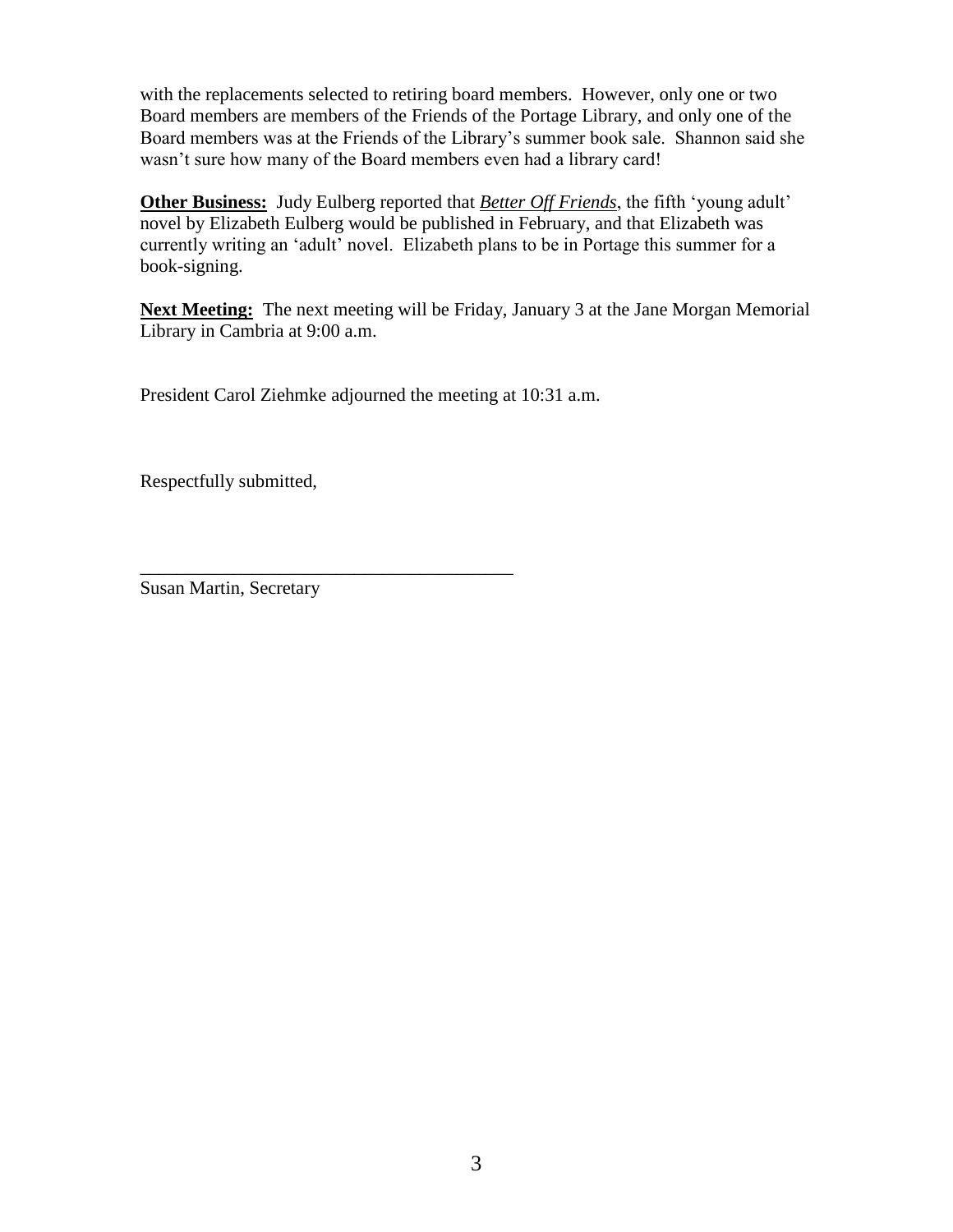with the replacements selected to retiring board members. However, only one or two Board members are members of the Friends of the Portage Library, and only one of the Board members was at the Friends of the Library's summer book sale. Shannon said she wasn't sure how many of the Board members even had a library card!

**Other Business:** Judy Eulberg reported that ***Better Off Friends***, the fifth 'young adult' novel by Elizabeth Eulberg would be published in February, and that Elizabeth was currently writing an 'adult' novel. Elizabeth plans to be in Portage this summer for a book-signing.

**Next Meeting:** The next meeting will be Friday, January 3 at the Jane Morgan Memorial Library in Cambria at 9:00 a.m.

President Carol Ziehmke adjourned the meeting at 10:31 a.m.

Respectfully submitted,

_________________________________________

Susan Martin, Secretary